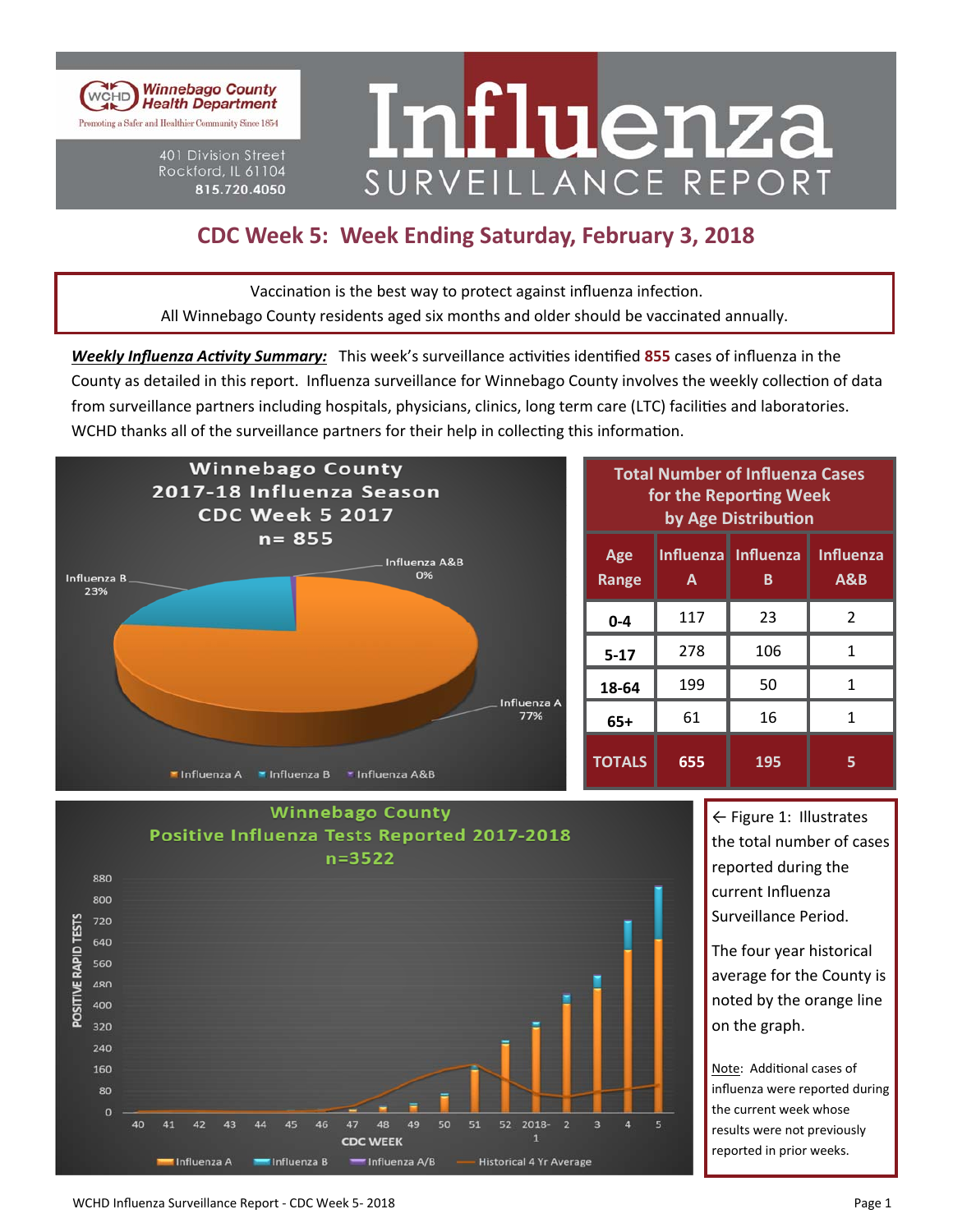Winebago County Health Department

Promoting a Safer and Healthier Community Since 1854

401 Division Street
Rockford, IL 61104
815.720.4050

# Influenza SURVEILLANCE REPORT

## CDC Week 5: Week Ending Saturday, February 3, 2018

Vaccination is the best way to protect against influenza infection.
All Winnebago County residents aged six months and older should be vaccinated annually.

***Weekly Influenza Activity Summary:*** This week's surveillance activities identified **855** cases of influenza in the County as detailed in this report. Influenza surveillance for Winnebago County involves the weekly collection of data from surveillance partners including hospitals, physicians, clinics, long term care (LTC) facilities and laboratories. WCHD thanks all of the surveillance partners for their help in collecting this information.

Winnebago County 2017-18 Influenza Season CDC Week 5 2017 n= 855

Influenza A 77%; Influenza B 23%; Influenza A&B 0%

**Total Number of Influenza Cases for the Reporting Week by Age Distribution**

| Age Range | Influenza A | Influenza B | Influenza A&B |
|---|---|---|---|
| 0-4 | 117 | 23 | 2 |
| 5-17 | 278 | 106 | 1 |
| 18-64 | 199 | 50 | 1 |
| 65+ | 61 | 16 | 1 |
| **TOTALS** | **655** | **195** | **5** |

Winnebago County Positive Influenza Tests Reported 2017-2018 n=3522

← Figure 1: Illustrates the total number of cases reported during the current Influenza Surveillance Period.

The four year historical average for the County is noted by the orange line on the graph.

Note: Additional cases of influenza were reported during the current week whose results were not previously reported in prior weeks.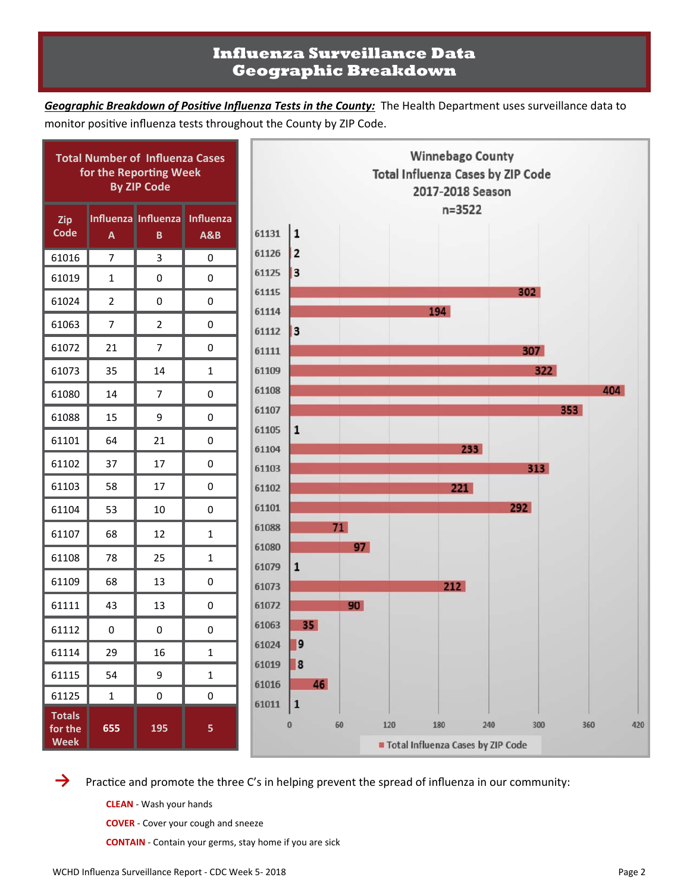# Influenza Surveillance Data
# Geographic Breakdown

***Geographic Breakdown of Positive Influenza Tests in the County:*** The Health Department uses surveillance data to monitor positive influenza tests throughout the County by ZIP Code.

**Total Number of Influenza Cases for the Reporting Week By ZIP Code**

| Zip Code | Influenza A | Influenza B | Influenza A&B |
|---|---|---|---|
| 61016 | 7 | 3 | 0 |
| 61019 | 1 | 0 | 0 |
| 61024 | 2 | 0 | 0 |
| 61063 | 7 | 2 | 0 |
| 61072 | 21 | 7 | 0 |
| 61073 | 35 | 14 | 1 |
| 61080 | 14 | 7 | 0 |
| 61088 | 15 | 9 | 0 |
| 61101 | 64 | 21 | 0 |
| 61102 | 37 | 17 | 0 |
| 61103 | 58 | 17 | 0 |
| 61104 | 53 | 10 | 0 |
| 61107 | 68 | 12 | 1 |
| 61108 | 78 | 25 | 1 |
| 61109 | 68 | 13 | 0 |
| 61111 | 43 | 13 | 0 |
| 61112 | 0 | 0 | 0 |
| 61114 | 29 | 16 | 1 |
| 61115 | 54 | 9 | 1 |
| 61125 | 1 | 0 | 0 |
| **Totals for the Week** | **655** | **195** | **5** |

**Winnebago County Total Influenza Cases by ZIP Code 2017-2018 Season n=3522**

| ZIP Code | Total Influenza Cases by ZIP Code |
|---|---|
| 61131 | 1 |
| 61126 | 2 |
| 61125 | 3 |
| 61115 | 302 |
| 61114 | 194 |
| 61112 | 3 |
| 61111 | 307 |
| 61109 | 322 |
| 61108 | 404 |
| 61107 | 353 |
| 61105 | 1 |
| 61104 | 233 |
| 61103 | 313 |
| 61102 | 221 |
| 61101 | 292 |
| 61088 | 71 |
| 61080 | 97 |
| 61079 | 1 |
| 61073 | 212 |
| 61072 | 90 |
| 61063 | 35 |
| 61024 | 9 |
| 61019 | 8 |
| 61016 | 46 |
| 61011 | 1 |

→ Practice and promote the three C's in helping prevent the spread of influenza in our community:

**CLEAN** - Wash your hands

**COVER** - Cover your cough and sneeze

**CONTAIN** - Contain your germs, stay home if you are sick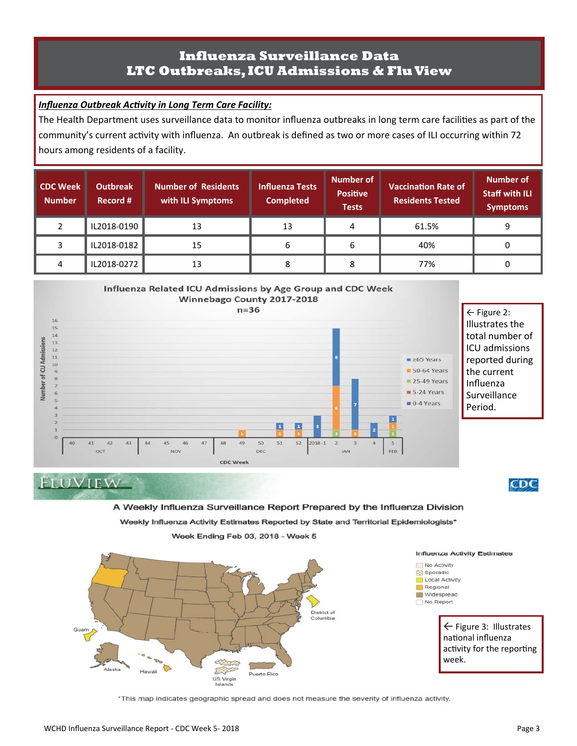# Influenza Surveillance Data
# LTC Outbreaks, ICU Admissions & Flu View

***Influenza Outbreak Activity in Long Term Care Facility:***

The Health Department uses surveillance data to monitor influenza outbreaks in long term care facilities as part of the community's current activity with influenza. An outbreak is defined as two or more cases of ILI occurring within 72 hours among residents of a facility.

| CDC Week Number | Outbreak Record # | Number of Residents with ILI Symptoms | Influenza Tests Completed | Number of Positive Tests | Vaccination Rate of Residents Tested | Number of Staff with ILI Symptoms |
|---|---|---|---|---|---|---|
| 2 | IL2018-0190 | 13 | 13 | 4 | 61.5% | 9 |
| 3 | IL2018-0182 | 15 | 6 | 6 | 40% | 0 |
| 4 | IL2018-0272 | 13 | 8 | 8 | 77% | 0 |

Influenza Related ICU Admissions by Age Group and CDC Week
Winnebago County 2017-2018
n=36

← Figure 2: Illustrates the total number of ICU admissions reported during the current Influenza Surveillance Period.

FLUVIEW

A Weekly Influenza Surveillance Report Prepared by the Influenza Division

Weekly Influenza Activity Estimates Reported by State and Territorial Epidemiologists*

Week Ending Feb 03, 2018 - Week 5

← Figure 3: Illustrates national influenza activity for the reporting week.

*This map indicates geographic spread and does not measure the severity of influenza activity.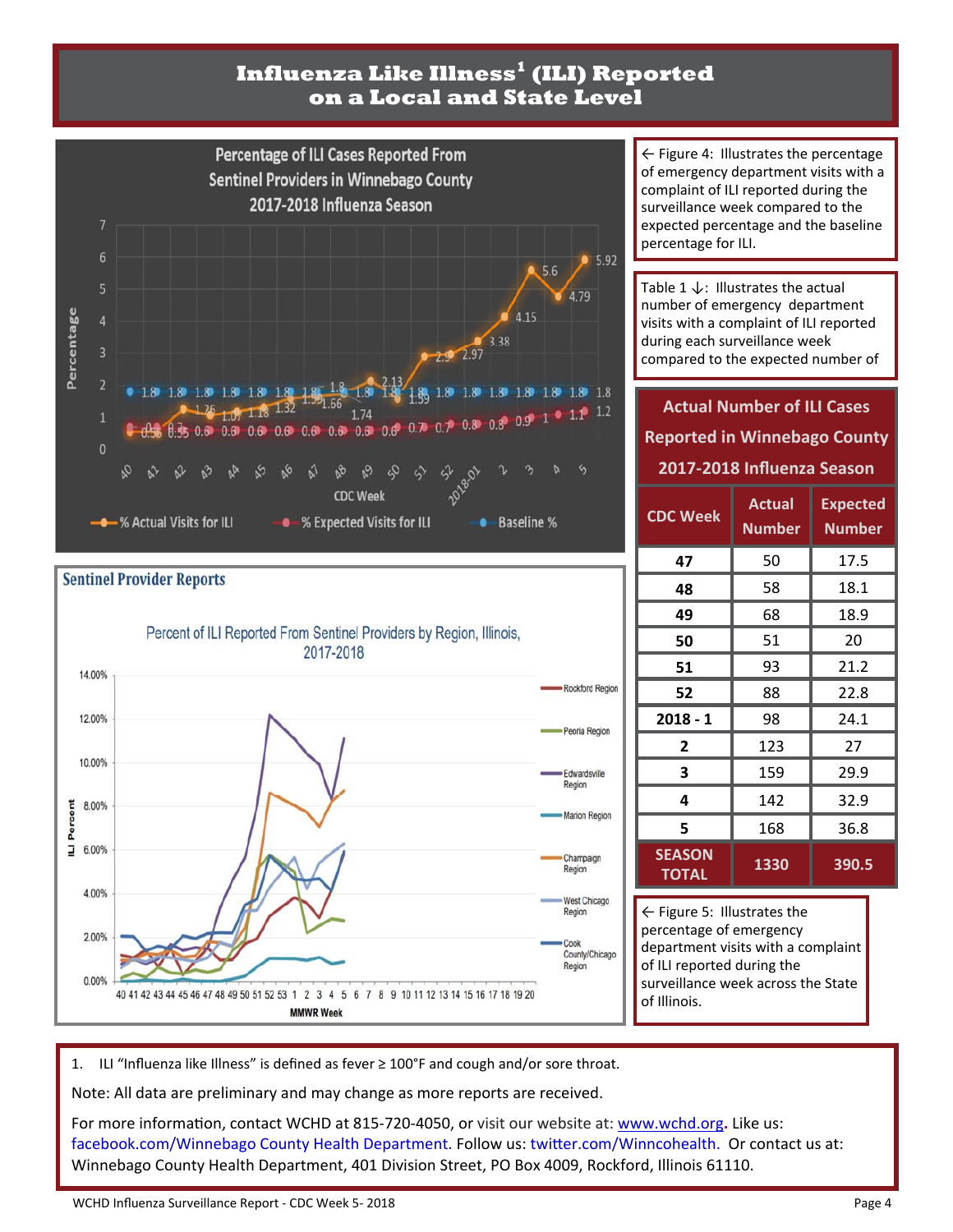# Influenza Like Illness[1] (ILI) Reported on a Local and State Level

Percentage of ILI Cases Reported From Sentinel Providers in Winnebago County 2017-2018 Influenza Season

Percentage

7
6
5
4
3
2
1
0

1.8 1.8 1.8 1.8 1.8 1.8 1.8 1.8 1.8 1.8 1.59 1.8 1.8 1.8 1.8 1.8 1.8 1.8

0.56 0.6 0.7 0.55 1.76 1.07 1.18 1.32 1.59 1.66 1.74 2.13 1.59 2.9 2.97 3.38 4.15 5.6 4.79 5.92

0.6 0.6 0.6 0.6 0.6 0.6 0.6 0.7 0.7 0.8 0.8 0.9 1 1.1 1.2

40 41 42 43 44 45 46 47 48 49 50 51 52 2018-01 2 3 4 5

CDC Week

% Actual Visits for ILI — % Expected Visits for ILI — Baseline %

← Figure 4: Illustrates the percentage of emergency department visits with a complaint of ILI reported during the surveillance week compared to the expected percentage and the baseline percentage for ILI.

Table 1 ↓: Illustrates the actual number of emergency department visits with a complaint of ILI reported during each surveillance week compared to the expected number of

**Actual Number of ILI Cases Reported in Winnebago County 2017-2018 Influenza Season**

| CDC Week | Actual Number | Expected Number |
|---|---|---|
| 47 | 50 | 17.5 |
| 48 | 58 | 18.1 |
| 49 | 68 | 18.9 |
| 50 | 51 | 20 |
| 51 | 93 | 21.2 |
| 52 | 88 | 22.8 |
| 2018 - 1 | 98 | 24.1 |
| 2 | 123 | 27 |
| 3 | 159 | 29.9 |
| 4 | 142 | 32.9 |
| 5 | 168 | 36.8 |
| SEASON TOTAL | 1330 | 390.5 |

## Sentinel Provider Reports

Percent of ILI Reported From Sentinel Providers by Region, Illinois, 2017-2018

ILI Percent

14.00%
12.00%
10.00%
8.00%
6.00%
4.00%
2.00%
0.00%

40 41 42 43 44 45 46 47 48 49 50 51 52 53 1 2 3 4 5 6 7 8 9 10 11 12 13 14 15 16 17 18 19 20

MMWR Week

Rockford Region
Peoria Region
Edwardsville Region
Marion Region
Champaign Region
West Chicago Region
Cook County/Chicago Region

← Figure 5: Illustrates the percentage of emergency department visits with a complaint of ILI reported during the surveillance week across the State of Illinois.

1. ILI "Influenza like Illness" is defined as fever ≥ 100°F and cough and/or sore throat.

Note: All data are preliminary and may change as more reports are received.

For more information, contact WCHD at 815-720-4050, or visit our website at: www.wchd.org. Like us: facebook.com/Winnebago County Health Department. Follow us: twitter.com/Winncohealth. Or contact us at: Winnebago County Health Department, 401 Division Street, PO Box 4009, Rockford, Illinois 61110.